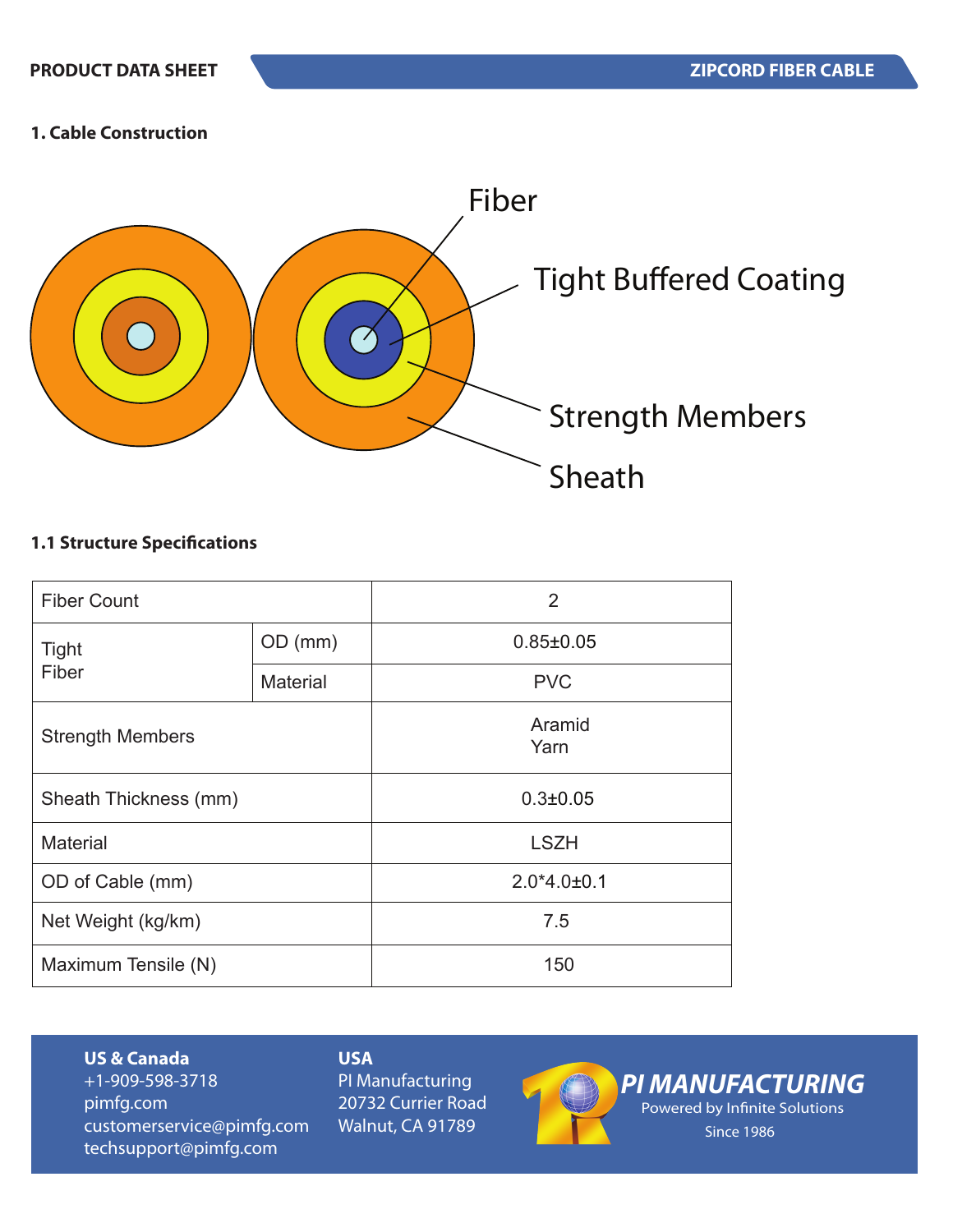PRODUCT DATA SHEET

ZIPCORD FIBER CABLE

## 1. Cable Construction

Fiber

Tight Buffered Coating

Strength Members

Sheath

### 1.1 Structure Specifications

| | | |
|---|---|---|
| Fiber Count | | 2 |
| Tight Fiber | OD (mm) | 0.85±0.05 |
| | Material | PVC |
| Strength Members | | Aramid Yarn |
| Sheath Thickness (mm) | | 0.3±0.05 |
| Material | | LSZH |
| OD of Cable (mm) | | 2.0*4.0±0.1 |
| Net Weight (kg/km) | | 7.5 |
| Maximum Tensile (N) | | 150 |

**US & Canada**
+1-909-598-3718
pimfg.com
customerservice@pimfg.com
techsupport@pimfg.com

**USA**
PI Manufacturing
20732 Currier Road
Walnut, CA 91789

**PI MANUFACTURING**
Powered by Infinite Solutions
Since 1986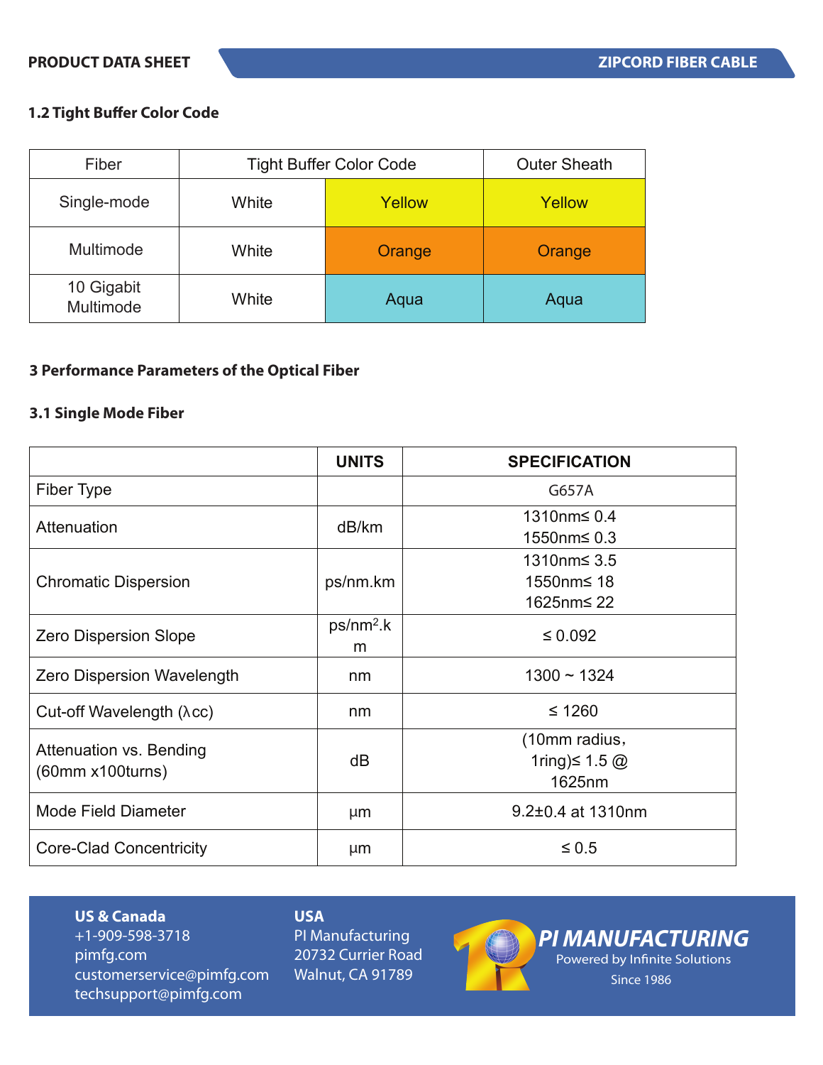### 1.2 Tight Buffer Color Code

| Fiber | Tight Buffer Color Code | | Outer Sheath |
|---|---|---|---|
| Single-mode | White | Yellow | Yellow |
| Multimode | White | Orange | Orange |
| 10 Gigabit Multimode | White | Aqua | Aqua |

## 3 Performance Parameters of the Optical Fiber

### 3.1 Single Mode Fiber

| | UNITS | SPECIFICATION |
|---|---|---|
| Fiber Type | | G657A |
| Attenuation | dB/km | 1310nm≤ 0.4<br>1550nm≤ 0.3 |
| Chromatic Dispersion | ps/nm.km | 1310nm≤ 3.5<br>1550nm≤ 18<br>1625nm≤ 22 |
| Zero Dispersion Slope | $ps/nm^2.km$ | ≤ 0.092 |
| Zero Dispersion Wavelength | nm | 1300 ~ 1324 |
| Cut-off Wavelength (λcc) | nm | ≤ 1260 |
| Attenuation vs. Bending (60mm x100turns) | dB | (10mm radius, 1ring)≤ 1.5 @ 1625nm |
| Mode Field Diameter | μm | 9.2±0.4 at 1310nm |
| Core-Clad Concentricity | μm | ≤ 0.5 |

**US & Canada**
+1-909-598-3718
pimfg.com
customerservice@pimfg.com
techsupport@pimfg.com

**USA**
PI Manufacturing
20732 Currier Road
Walnut, CA 91789

PI MANUFACTURING
Powered by Infinite Solutions
Since 1986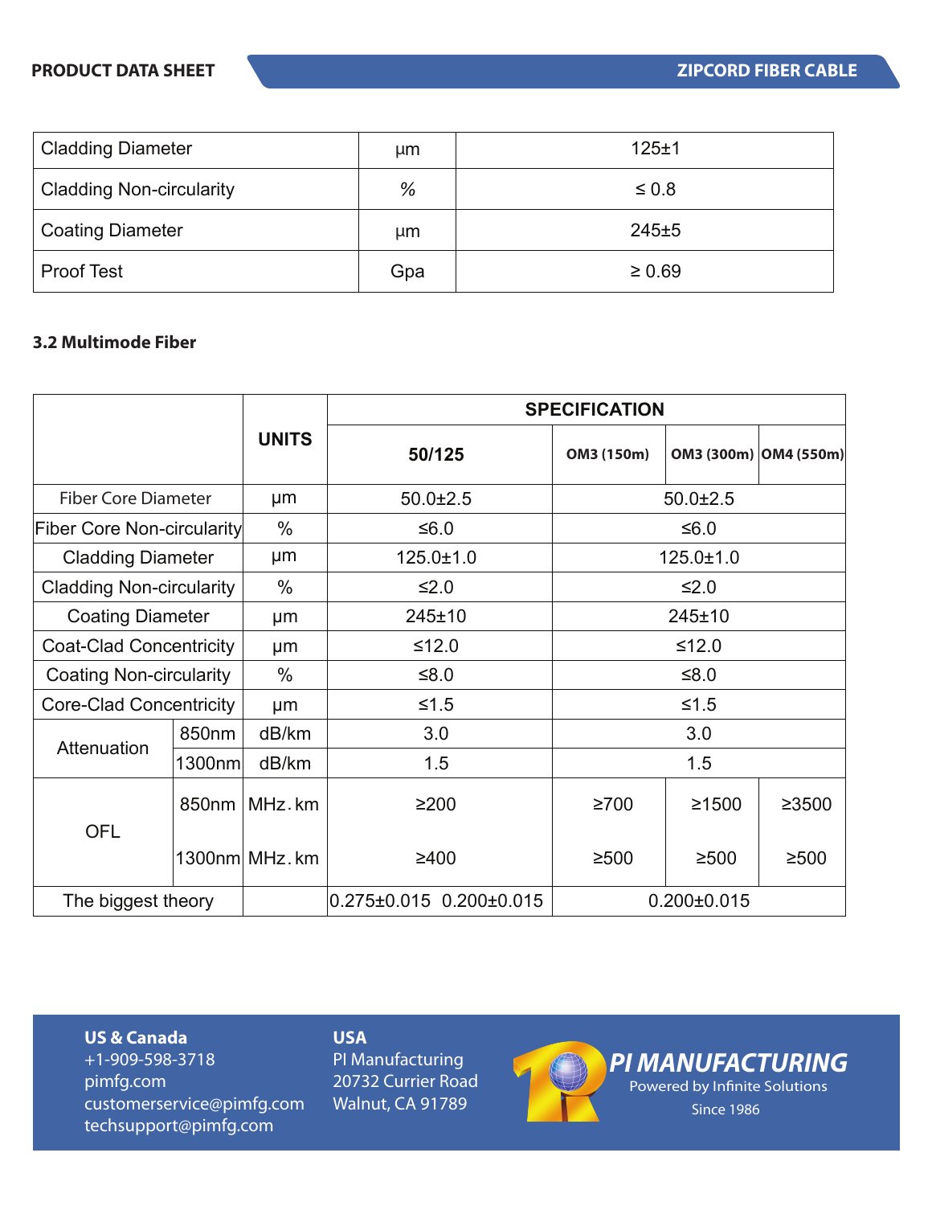| | | |
|---|---|---|
| Cladding Diameter | µm | 125±1 |
| Cladding Non-circularity | % | ≤ 0.8 |
| Coating Diameter | µm | 245±5 |
| Proof Test | Gpa | ≥ 0.69 |

**3.2 Multimode Fiber**

| | | UNITS | SPECIFICATION | | | |
|---|---|---|---|---|---|---|
| | | | 50/125 | OM3 (150m) | OM3 (300m) | OM4 (550m) |
| Fiber Core Diameter | | µm | 50.0±2.5 | 50.0±2.5 | | |
| Fiber Core Non-circularity | | % | ≤6.0 | ≤6.0 | | |
| Cladding Diameter | | µm | 125.0±1.0 | 125.0±1.0 | | |
| Cladding Non-circularity | | % | ≤2.0 | ≤2.0 | | |
| Coating Diameter | | µm | 245±10 | 245±10 | | |
| Coat-Clad Concentricity | | µm | ≤12.0 | ≤12.0 | | |
| Coating Non-circularity | | % | ≤8.0 | ≤8.0 | | |
| Core-Clad Concentricity | | µm | ≤1.5 | ≤1.5 | | |
| Attenuation | 850nm | dB/km | 3.0 | 3.0 | | |
| | 1300nm | dB/km | 1.5 | 1.5 | | |
| OFL | 850nm | MHz. km | ≥200 | ≥700 | ≥1500 | ≥3500 |
| | 1300nm | MHz. km | ≥400 | ≥500 | ≥500 | ≥500 |
| The biggest theory | | | 0.275±0.015 0.200±0.015 | 0.200±0.015 | | |

**US & Canada**
+1-909-598-3718
pimfg.com
customerservice@pimfg.com
techsupport@pimfg.com

**USA**
PI Manufacturing
20732 Currier Road
Walnut, CA 91789

PI MANUFACTURING
Powered by Infinite Solutions
Since 1986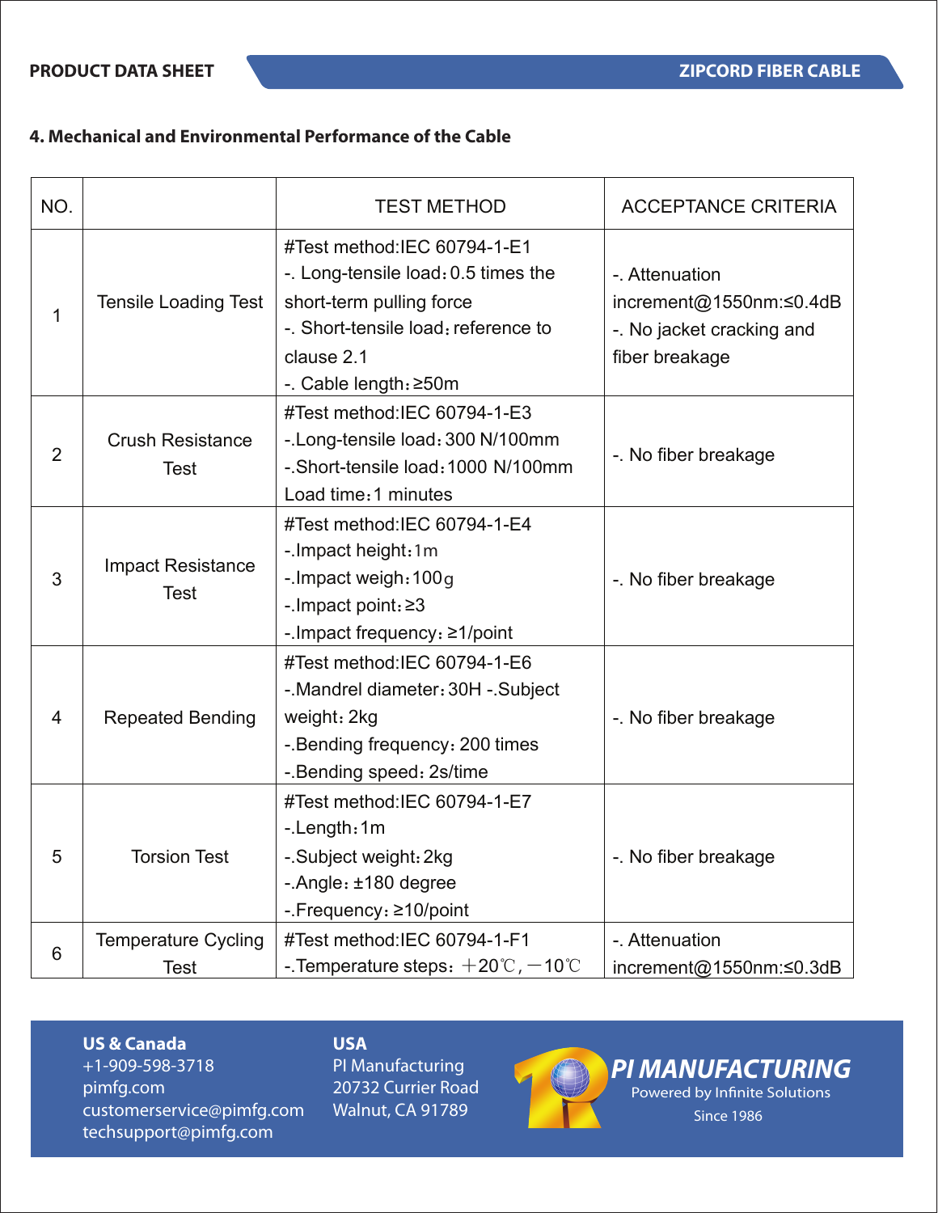## 4. Mechanical and Environmental Performance of the Cable

| NO. | | TEST METHOD | ACCEPTANCE CRITERIA |
|---|---|---|---|
| 1 | Tensile Loading Test | #Test method:IEC 60794-1-E1<br>-. Long-tensile load：0.5 times the short-term pulling force<br>-. Short-tensile load：reference to clause 2.1<br>-. Cable length：≥50m | -. Attenuation increment@1550nm:≤0.4dB<br>-. No jacket cracking and fiber breakage |
| 2 | Crush Resistance Test | #Test method:IEC 60794-1-E3<br>-.Long-tensile load：300 N/100mm<br>-.Short-tensile load：1000 N/100mm<br>Load time：1 minutes | -. No fiber breakage |
| 3 | Impact Resistance Test | #Test method:IEC 60794-1-E4<br>-.Impact height：1m<br>-.Impact weigh：100g<br>-.Impact point：≥3<br>-.Impact frequency：≥1/point | -. No fiber breakage |
| 4 | Repeated Bending | #Test method:IEC 60794-1-E6<br>-.Mandrel diameter：30H -.Subject weight：2kg<br>-.Bending frequency：200 times<br>-.Bending speed：2s/time | -. No fiber breakage |
| 5 | Torsion Test | #Test method:IEC 60794-1-E7<br>-.Length：1m<br>-.Subject weight：2kg<br>-.Angle：±180 degree<br>-.Frequency：≥10/point | -. No fiber breakage |
| 6 | Temperature Cycling Test | #Test method:IEC 60794-1-F1<br>-.Temperature steps：＋20℃，－10℃ | -. Attenuation increment@1550nm:≤0.3dB |

**US & Canada**
+1-909-598-3718
pimfg.com
customerservice@pimfg.com
techsupport@pimfg.com

**USA**
PI Manufacturing
20732 Currier Road
Walnut, CA 91789

**PI MANUFACTURING**
Powered by Infinite Solutions
Since 1986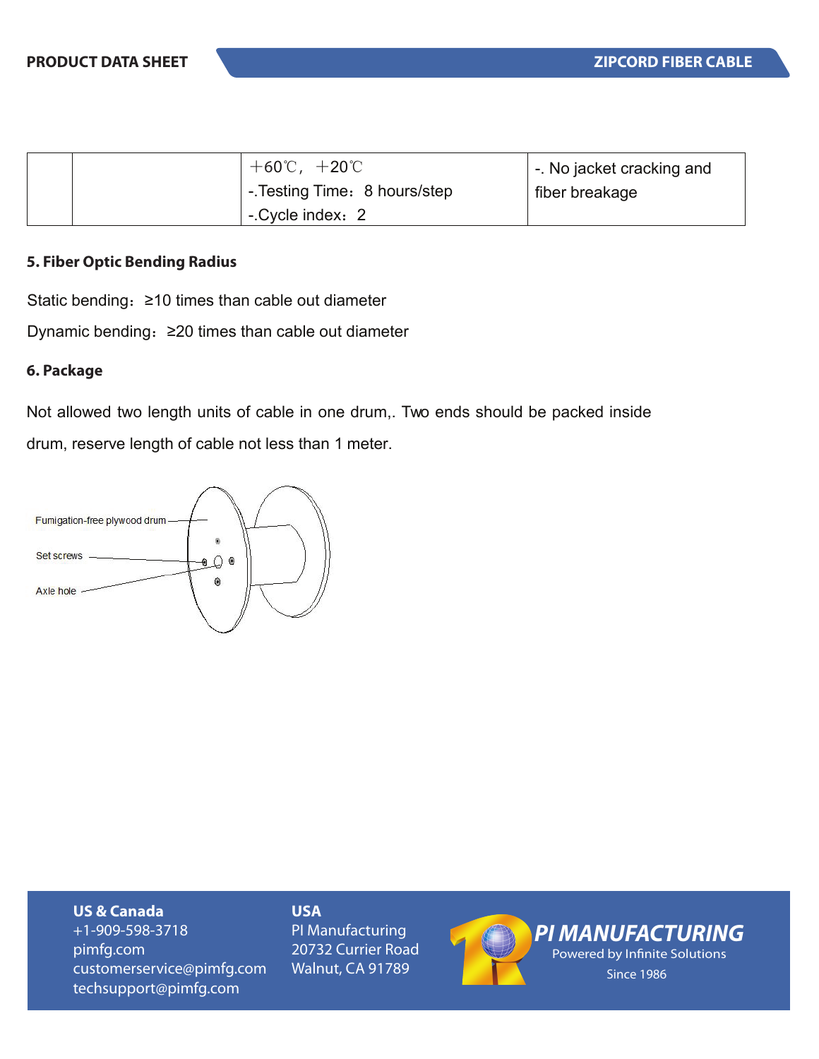| | | | |
|---|---|---|---|
| | | ＋60℃，＋20℃<br>-.Testing Time：8 hours/step<br>-.Cycle index：2 | -. No jacket cracking and fiber breakage |

**5. Fiber Optic Bending Radius**

Static bending：≥10 times than cable out diameter

Dynamic bending：≥20 times than cable out diameter

**6. Package**

Not allowed two length units of cable in one drum,. Two ends should be packed inside drum, reserve length of cable not less than 1 meter.

Fumigation-free plywood drum

Set screws

Axle hole

**US & Canada**
+1-909-598-3718
pimfg.com
customerservice@pimfg.com
techsupport@pimfg.com

**USA**
PI Manufacturing
20732 Currier Road
Walnut, CA 91789

PI MANUFACTURING
Powered by Infinite Solutions
Since 1986